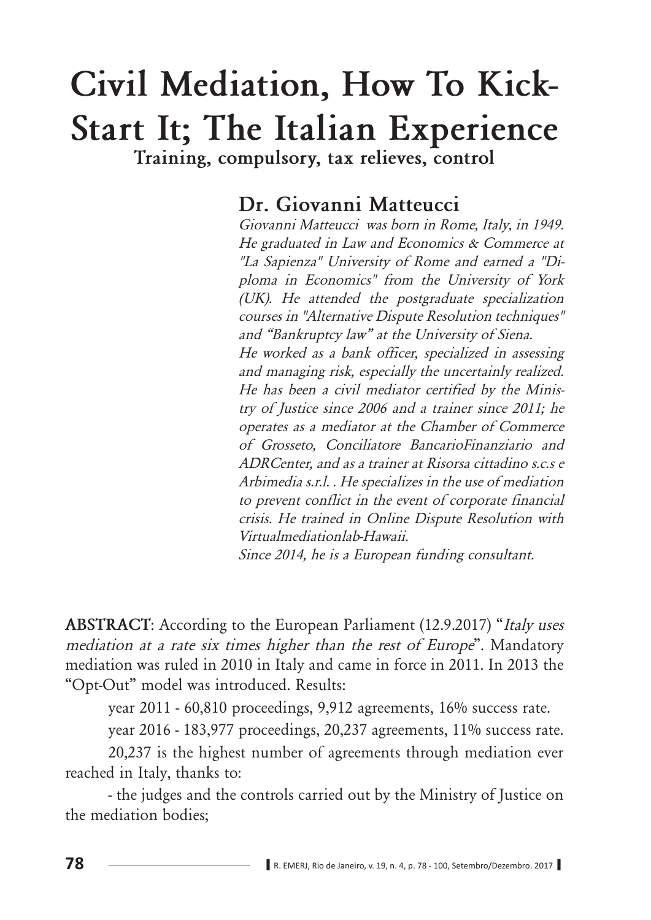# Civil Mediation, How To Kick-Start It; The Italian Experience

**Training, compulsory, tax relieves, control**

## Dr. Giovanni Matteucci

*Giovanni Matteucci was born in Rome, Italy, in 1949. He graduated in Law and Economics & Commerce at "La Sapienza" University of Rome and earned a "Diploma in Economics" from the University of York (UK). He attended the postgraduate specialization courses in "Alternative Dispute Resolution techniques" and "Bankruptcy law" at the University of Siena.*
*He worked as a bank officer, specialized in assessing and managing risk, especially the uncertainly realized. He has been a civil mediator certified by the Ministry of Justice since 2006 and a trainer since 2011; he operates as a mediator at the Chamber of Commerce of Grosseto, Conciliatore BancarioFinanziario and ADRCenter, and as a trainer at Risorsa cittadino s.c.s e Arbimedia s.r.l. . He specializes in the use of mediation to prevent conflict in the event of corporate financial crisis. He trained in Online Dispute Resolution with Virtualmediationlab-Hawaii.*
*Since 2014, he is a European funding consultant.*

**ABSTRACT**: According to the European Parliament (12.9.2017) "*Italy uses mediation at a rate six times higher than the rest of Europe*". Mandatory mediation was ruled in 2010 in Italy and came in force in 2011. In 2013 the "Opt-Out" model was introduced. Results:

year 2011 - 60,810 proceedings, 9,912 agreements, 16% success rate.

year 2016 - 183,977 proceedings, 20,237 agreements, 11% success rate.

20,237 is the highest number of agreements through mediation ever reached in Italy, thanks to:

- the judges and the controls carried out by the Ministry of Justice on the mediation bodies;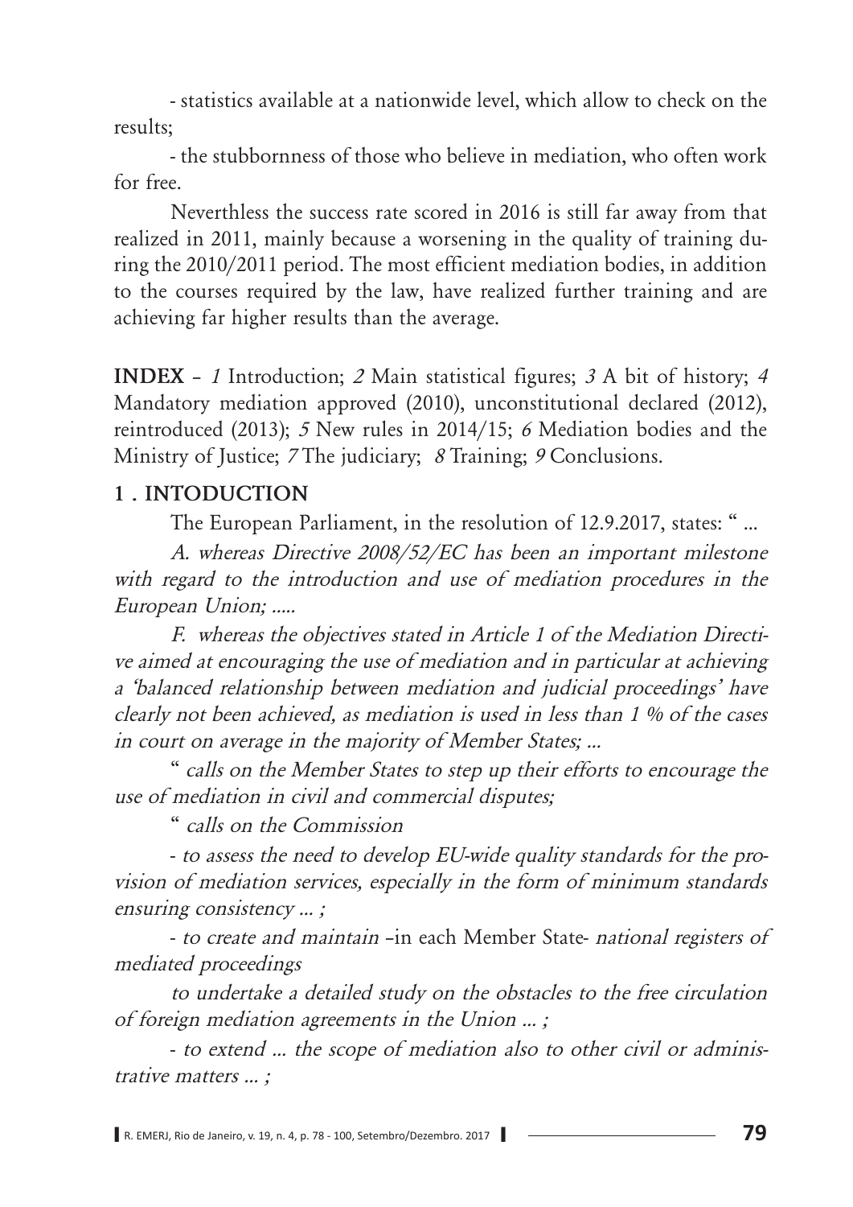- statistics available at a nationwide level, which allow to check on the results;

- the stubbornness of those who believe in mediation, who often work for free.

Neverthless the success rate scored in 2016 is still far away from that realized in 2011, mainly because a worsening in the quality of training during the 2010/2011 period. The most efficient mediation bodies, in addition to the courses required by the law, have realized further training and are achieving far higher results than the average.

**INDEX** – *1* Introduction; *2* Main statistical figures; *3* A bit of history; *4* Mandatory mediation approved (2010), unconstitutional declared (2012), reintroduced (2013); *5* New rules in 2014/15; *6* Mediation bodies and the Ministry of Justice; *7* The judiciary; *8* Training; *9* Conclusions.

## 1 . INTODUCTION

The European Parliament, in the resolution of 12.9.2017, states: " ...

*A. whereas Directive 2008/52/EC has been an important milestone with regard to the introduction and use of mediation procedures in the European Union; .....*

*F. whereas the objectives stated in Article 1 of the Mediation Directive aimed at encouraging the use of mediation and in particular at achieving a 'balanced relationship between mediation and judicial proceedings' have clearly not been achieved, as mediation is used in less than 1 % of the cases in court on average in the majority of Member States; ...*

" *calls on the Member States to step up their efforts to encourage the use of mediation in civil and commercial disputes;*

" *calls on the Commission*

- *to assess the need to develop EU-wide quality standards for the provision of mediation services, especially in the form of minimum standards ensuring consistency ... ;*

- *to create and maintain* –in each Member State- *national registers of mediated proceedings*

*to undertake a detailed study on the obstacles to the free circulation of foreign mediation agreements in the Union ... ;*

- *to extend ... the scope of mediation also to other civil or administrative matters ... ;*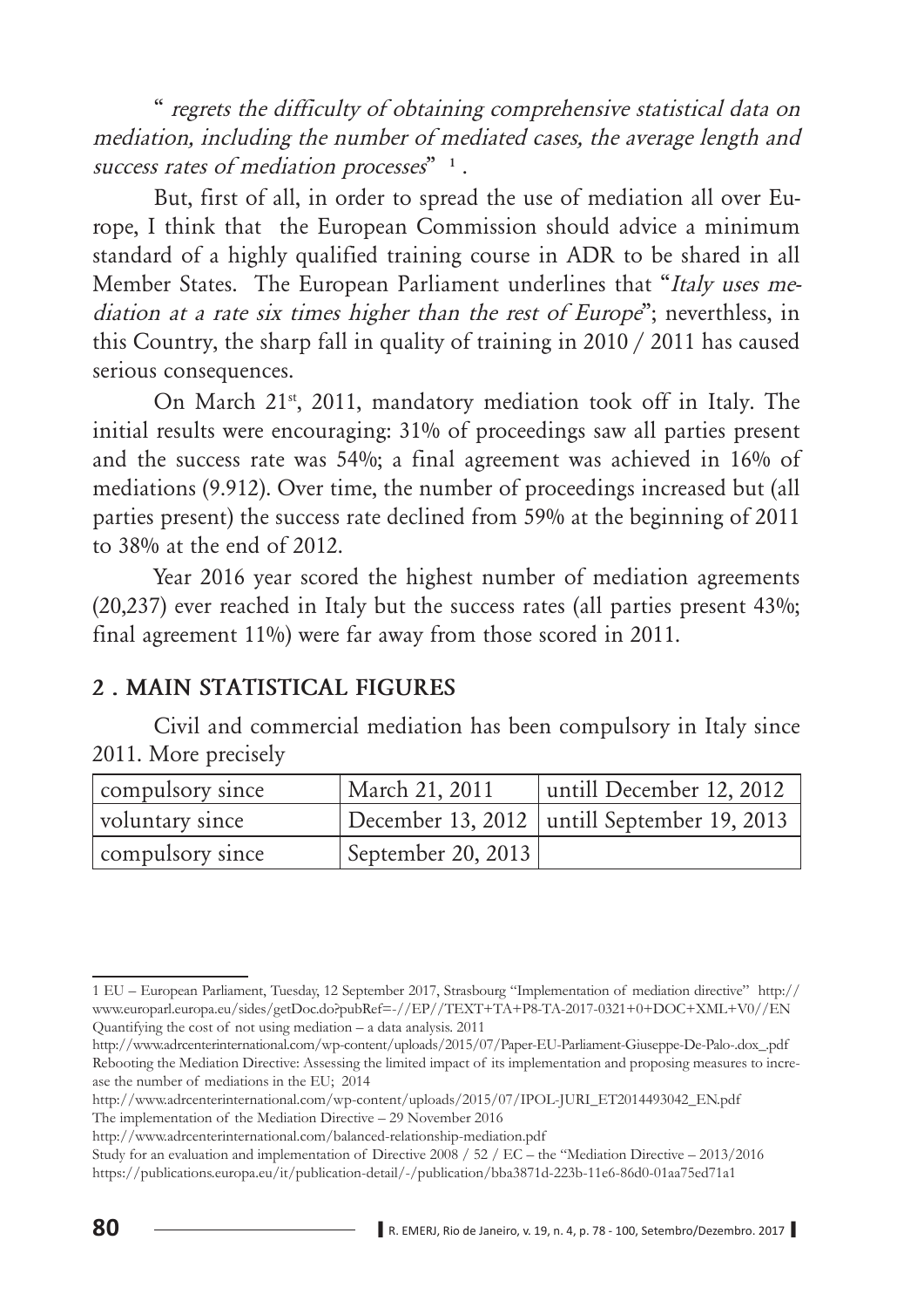" *regrets the difficulty of obtaining comprehensive statistical data on mediation, including the number of mediated cases, the average length and success rates of mediation processes*" [1] .

But, first of all, in order to spread the use of mediation all over Europe, I think that the European Commission should advice a minimum standard of a highly qualified training course in ADR to be shared in all Member States. The European Parliament underlines that "*Italy uses mediation at a rate six times higher than the rest of Europe*"; neverthless, in this Country, the sharp fall in quality of training in 2010 / 2011 has caused serious consequences.

On March 21st, 2011, mandatory mediation took off in Italy. The initial results were encouraging: 31% of proceedings saw all parties present and the success rate was 54%; a final agreement was achieved in 16% of mediations (9.912). Over time, the number of proceedings increased but (all parties present) the success rate declined from 59% at the beginning of 2011 to 38% at the end of 2012.

Year 2016 year scored the highest number of mediation agreements (20,237) ever reached in Italy but the success rates (all parties present 43%; final agreement 11%) were far away from those scored in 2011.

## 2 . MAIN STATISTICAL FIGURES

Civil and commercial mediation has been compulsory in Italy since 2011. More precisely

| compulsory since | March 21, 2011 | untill December 12, 2012 |
|---|---|---|
| voluntary since | December 13, 2012 | untill September 19, 2013 |
| compulsory since | September 20, 2013 | |

---

1 EU – European Parliament, Tuesday, 12 September 2017, Strasbourg "Implementation of mediation directive" http://www.europarl.europa.eu/sides/getDoc.do?pubRef=-//EP//TEXT+TA+P8-TA-2017-0321+0+DOC+XML+V0//EN
Quantifying the cost of not using mediation – a data analysis. 2011
http://www.adrcenterinternational.com/wp-content/uploads/2015/07/Paper-EU-Parliament-Giuseppe-De-Palo-.dox_.pdf
Rebooting the Mediation Directive: Assessing the limited impact of its implementation and proposing measures to increase the number of mediations in the EU; 2014
http://www.adrcenterinternational.com/wp-content/uploads/2015/07/IPOL-JURI_ET2014493042_EN.pdf
The implementation of the Mediation Directive – 29 November 2016
http://www.adrcenterinternational.com/balanced-relationship-mediation.pdf
Study for an evaluation and implementation of Directive 2008 / 52 / EC – the "Mediation Directive – 2013/2016
https://publications.europa.eu/it/publication-detail/-/publication/bba3871d-223b-11e6-86d0-01aa75ed71a1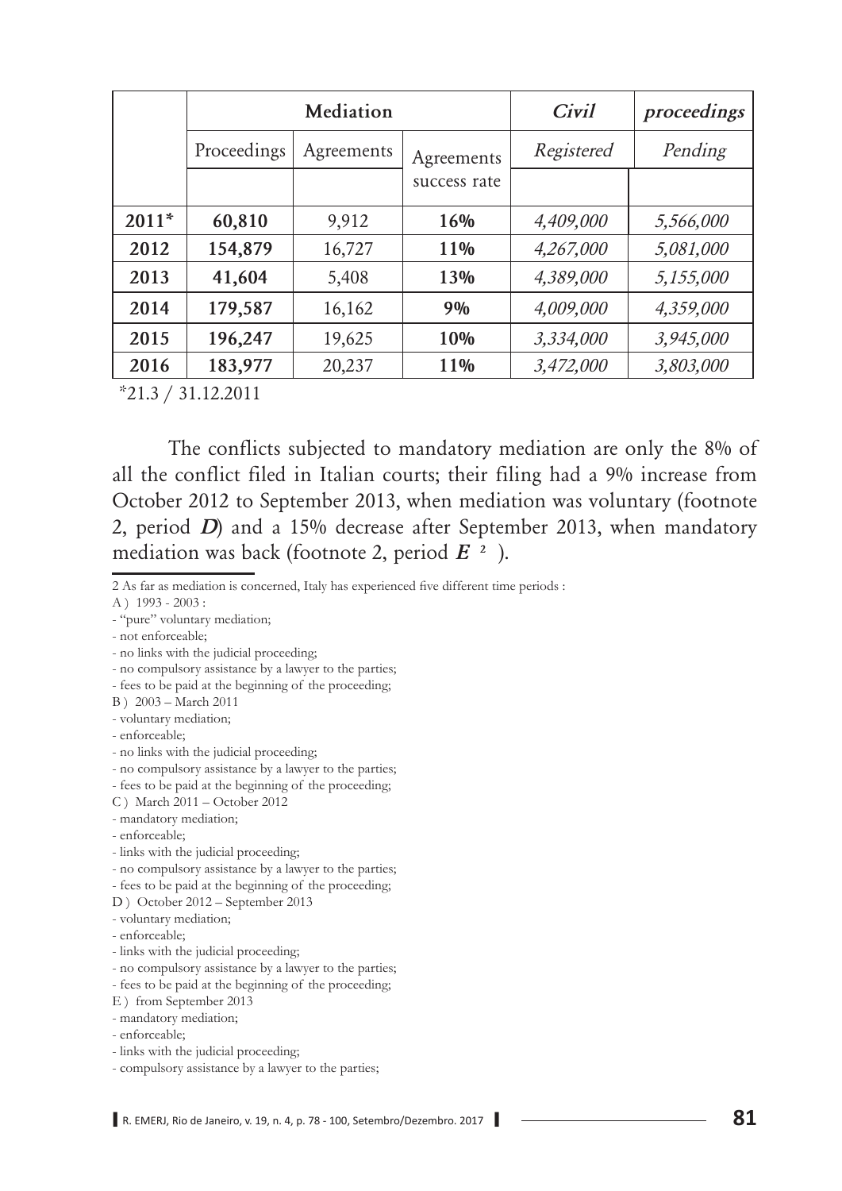| | Mediation | | | *Civil* | ***proceedings*** |
|---|---|---|---|---|---|
| | Proceedings | Agreements | Agreements success rate | *Registered* | *Pending* |
| **2011*** | **60,810** | 9,912 | **16%** | *4,409,000* | *5,566,000* |
| **2012** | **154,879** | 16,727 | **11%** | *4,267,000* | *5,081,000* |
| **2013** | **41,604** | 5,408 | **13%** | *4,389,000* | *5,155,000* |
| **2014** | **179,587** | 16,162 | **9%** | *4,009,000* | *4,359,000* |
| **2015** | **196,247** | 19,625 | **10%** | *3,334,000* | *3,945,000* |
| **2016** | **183,977** | 20,237 | **11%** | *3,472,000* | *3,803,000* |

*21.3 / 31.12.2011

The conflicts subjected to mandatory mediation are only the 8% of all the conflict filed in Italian courts; their filing had a 9% increase from October 2012 to September 2013, when mediation was voluntary (footnote 2, period ***D***) and a 15% decrease after September 2013, when mandatory mediation was back (footnote 2, period ***E*** [2] ).

---

2 As far as mediation is concerned, Italy has experienced five different time periods :

A ) 1993 - 2003 :
- "pure" voluntary mediation;
- not enforceable;
- no links with the judicial proceeding;
- no compulsory assistance by a lawyer to the parties;
- fees to be paid at the beginning of the proceeding;

B ) 2003 – March 2011
- voluntary mediation;
- enforceable;
- no links with the judicial proceeding;
- no compulsory assistance by a lawyer to the parties;
- fees to be paid at the beginning of the proceeding;

C ) March 2011 – October 2012
- mandatory mediation;
- enforceable;
- links with the judicial proceeding;
- no compulsory assistance by a lawyer to the parties;
- fees to be paid at the beginning of the proceeding;

D ) October 2012 – September 2013
- voluntary mediation;
- enforceable;
- links with the judicial proceeding;
- no compulsory assistance by a lawyer to the parties;
- fees to be paid at the beginning of the proceeding;

E ) from September 2013
- mandatory mediation;
- enforceable;
- links with the judicial proceeding;
- compulsory assistance by a lawyer to the parties;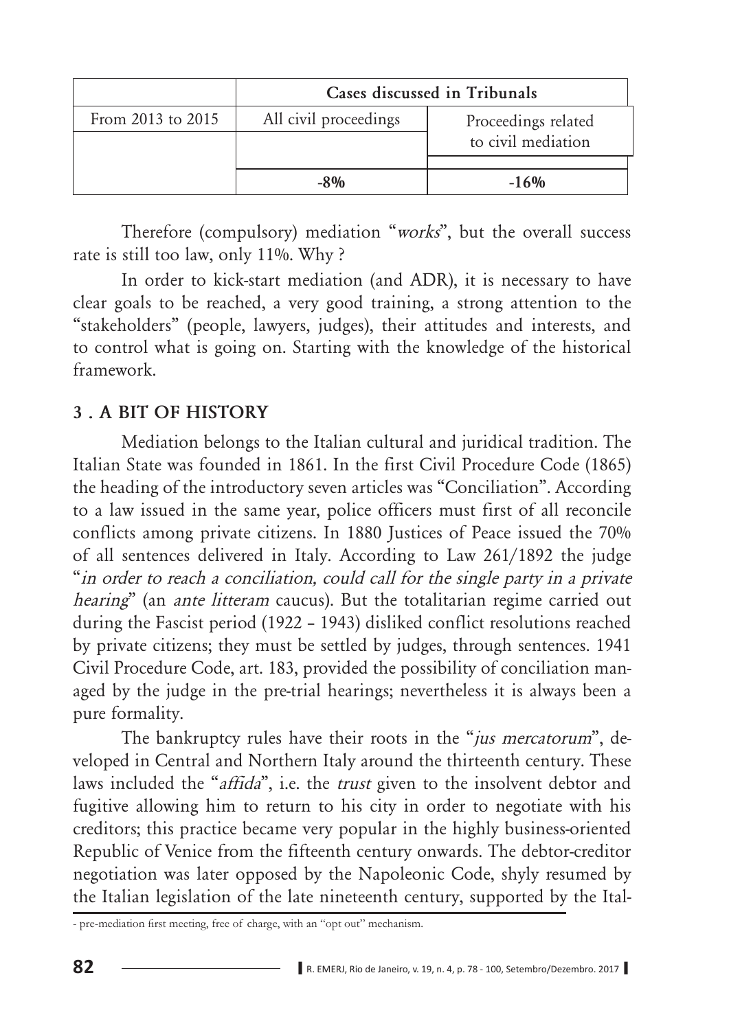| | Cases discussed in Tribunals | |
|---|---|---|
| From 2013 to 2015 | All civil proceedings | Proceedings related to civil mediation |
| | -8% | -16% |

Therefore (compulsory) mediation "*works*", but the overall success rate is still too law, only 11%. Why ?

In order to kick-start mediation (and ADR), it is necessary to have clear goals to be reached, a very good training, a strong attention to the "stakeholders" (people, lawyers, judges), their attitudes and interests, and to control what is going on. Starting with the knowledge of the historical framework.

## 3 . A BIT OF HISTORY

Mediation belongs to the Italian cultural and juridical tradition. The Italian State was founded in 1861. In the first Civil Procedure Code (1865) the heading of the introductory seven articles was "Conciliation". According to a law issued in the same year, police officers must first of all reconcile conflicts among private citizens. In 1880 Justices of Peace issued the 70% of all sentences delivered in Italy. According to Law 261/1892 the judge "*in order to reach a conciliation, could call for the single party in a private hearing*" (an *ante litteram* caucus). But the totalitarian regime carried out during the Fascist period (1922 – 1943) disliked conflict resolutions reached by private citizens; they must be settled by judges, through sentences. 1941 Civil Procedure Code, art. 183, provided the possibility of conciliation managed by the judge in the pre-trial hearings; nevertheless it is always been a pure formality.

The bankruptcy rules have their roots in the "*jus mercatorum*", developed in Central and Northern Italy around the thirteenth century. These laws included the "*affida*", i.e. the *trust* given to the insolvent debtor and fugitive allowing him to return to his city in order to negotiate with his creditors; this practice became very popular in the highly business-oriented Republic of Venice from the fifteenth century onwards. The debtor-creditor negotiation was later opposed by the Napoleonic Code, shyly resumed by the Italian legislation of the late nineteenth century, supported by the Ital-

- pre-mediation first meeting, free of charge, with an "opt out" mechanism.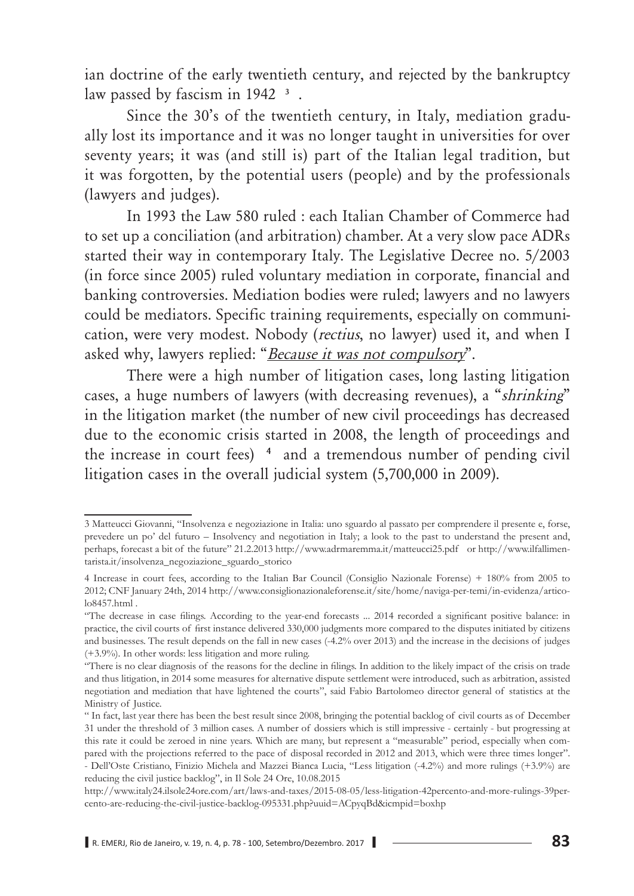ian doctrine of the early twentieth century, and rejected by the bankruptcy law passed by fascism in 1942 [3].

Since the 30's of the twentieth century, in Italy, mediation gradually lost its importance and it was no longer taught in universities for over seventy years; it was (and still is) part of the Italian legal tradition, but it was forgotten, by the potential users (people) and by the professionals (lawyers and judges).

In 1993 the Law 580 ruled : each Italian Chamber of Commerce had to set up a conciliation (and arbitration) chamber. At a very slow pace ADRs started their way in contemporary Italy. The Legislative Decree no. 5/2003 (in force since 2005) ruled voluntary mediation in corporate, financial and banking controversies. Mediation bodies were ruled; lawyers and no lawyers could be mediators. Specific training requirements, especially on communication, were very modest. Nobody (*rectius*, no lawyer) used it, and when I asked why, lawyers replied: "*Because it was not compulsory*".

There were a high number of litigation cases, long lasting litigation cases, a huge numbers of lawyers (with decreasing revenues), a "*shrinking*" in the litigation market (the number of new civil proceedings has decreased due to the economic crisis started in 2008, the length of proceedings and the increase in court fees) [4] and a tremendous number of pending civil litigation cases in the overall judicial system (5,700,000 in 2009).

---

3 Matteucci Giovanni, "Insolvenza e negoziazione in Italia: uno sguardo al passato per comprendere il presente e, forse, prevedere un po' del futuro – Insolvency and negotiation in Italy; a look to the past to understand the present and, perhaps, forecast a bit of the future" 21.2.2013 http://www.adrmaremma.it/matteucci25.pdf or http://www.ilfallimentarista.it/insolvenza_negoziazione_sguardo_storico

4 Increase in court fees, according to the Italian Bar Council (Consiglio Nazionale Forense) + 180% from 2005 to 2012; CNF January 24th, 2014 http://www.consiglionazionaleforense.it/site/home/naviga-per-temi/in-evidenza/articolo8457.html .

"The decrease in case filings. According to the year-end forecasts ... 2014 recorded a significant positive balance: in practice, the civil courts of first instance delivered 330,000 judgments more compared to the disputes initiated by citizens and businesses. The result depends on the fall in new cases (-4.2% over 2013) and the increase in the decisions of judges (+3.9%). In other words: less litigation and more ruling.

"There is no clear diagnosis of the reasons for the decline in filings. In addition to the likely impact of the crisis on trade and thus litigation, in 2014 some measures for alternative dispute settlement were introduced, such as arbitration, assisted negotiation and mediation that have lightened the courts", said Fabio Bartolomeo director general of statistics at the Ministry of Justice.

" In fact, last year there has been the best result since 2008, bringing the potential backlog of civil courts as of December 31 under the threshold of 3 million cases. A number of dossiers which is still impressive - certainly - but progressing at this rate it could be zeroed in nine years. Which are many, but represent a "measurable" period, especially when compared with the projections referred to the pace of disposal recorded in 2012 and 2013, which were three times longer". - Dell'Oste Cristiano, Finizio Michela and Mazzei Bianca Lucia, "Less litigation (-4.2%) and more rulings (+3.9%) are reducing the civil justice backlog", in Il Sole 24 Ore, 10.08.2015

http://www.italy24.ilsole24ore.com/art/laws-and-taxes/2015-08-05/less-litigation-42percento-and-more-rulings-39percento-are-reducing-the-civil-justice-backlog-095331.php?uuid=ACpyqBd&cmpid=boxhp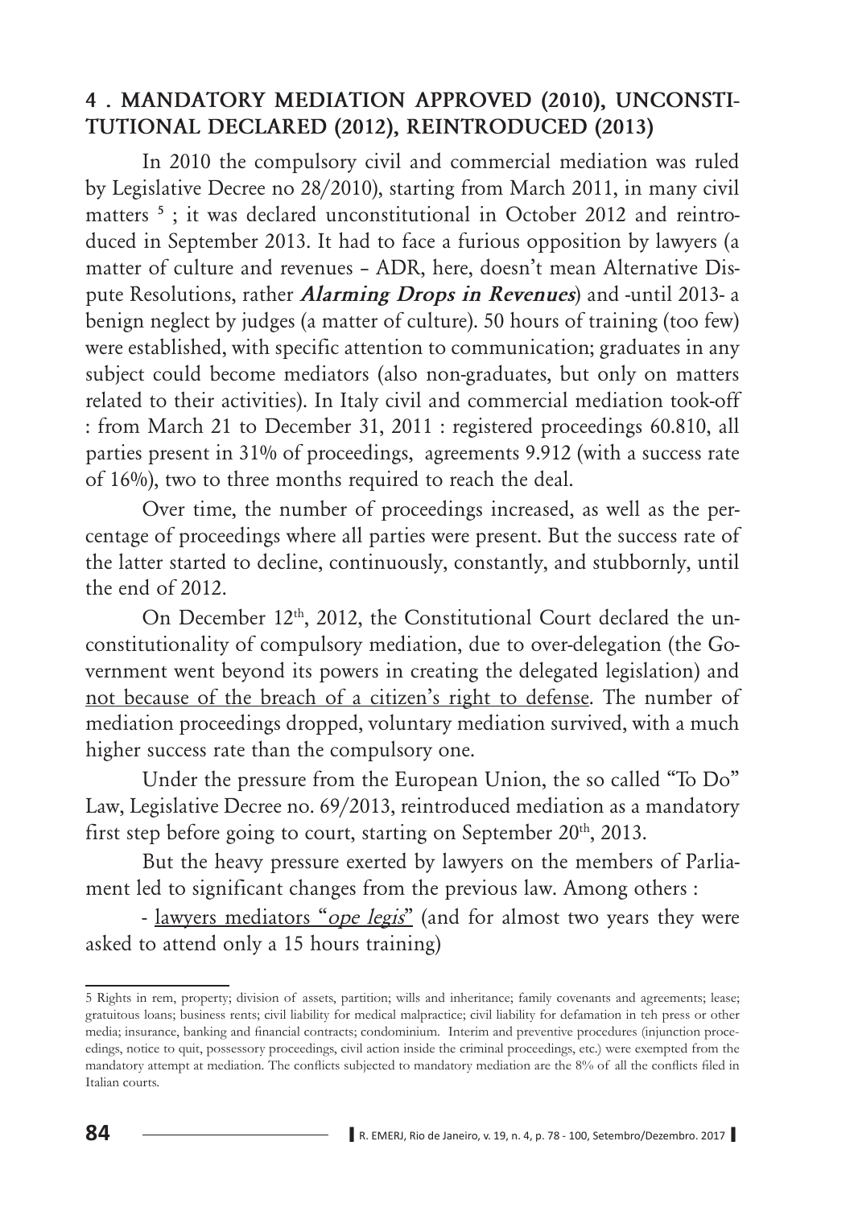## 4 . MANDATORY MEDIATION APPROVED (2010), UNCONSTITUTIONAL DECLARED (2012), REINTRODUCED (2013)

In 2010 the compulsory civil and commercial mediation was ruled by Legislative Decree no 28/2010), starting from March 2011, in many civil matters [5] ; it was declared unconstitutional in October 2012 and reintroduced in September 2013. It had to face a furious opposition by lawyers (a matter of culture and revenues – ADR, here, doesn't mean Alternative Dispute Resolutions, rather ***Alarming Drops in Revenues***) and -until 2013- a benign neglect by judges (a matter of culture). 50 hours of training (too few) were established, with specific attention to communication; graduates in any subject could become mediators (also non-graduates, but only on matters related to their activities). In Italy civil and commercial mediation took-off : from March 21 to December 31, 2011 : registered proceedings 60.810, all parties present in 31% of proceedings, agreements 9.912 (with a success rate of 16%), two to three months required to reach the deal.

Over time, the number of proceedings increased, as well as the percentage of proceedings where all parties were present. But the success rate of the latter started to decline, continuously, constantly, and stubbornly, until the end of 2012.

On December 12th, 2012, the Constitutional Court declared the unconstitutionality of compulsory mediation, due to over-delegation (the Government went beyond its powers in creating the delegated legislation) and <u>not because of the breach of a citizen's right to defense</u>. The number of mediation proceedings dropped, voluntary mediation survived, with a much higher success rate than the compulsory one.

Under the pressure from the European Union, the so called "To Do" Law, Legislative Decree no. 69/2013, reintroduced mediation as a mandatory first step before going to court, starting on September 20th, 2013.

But the heavy pressure exerted by lawyers on the members of Parliament led to significant changes from the previous law. Among others :

- <u>lawyers mediators "*ope legis*"</u> (and for almost two years they were asked to attend only a 15 hours training)

---

[5] Rights in rem, property; division of assets, partition; wills and inheritance; family covenants and agreements; lease; gratuitous loans; business rents; civil liability for medical malpractice; civil liability for defamation in teh press or other media; insurance, banking and financial contracts; condominium. Interim and preventive procedures (injunction proceedings, notice to quit, possessory proceedings, civil action inside the criminal proceedings, etc.) were exempted from the mandatory attempt at mediation. The conflicts subjected to mandatory mediation are the 8% of all the conflicts filed in Italian courts.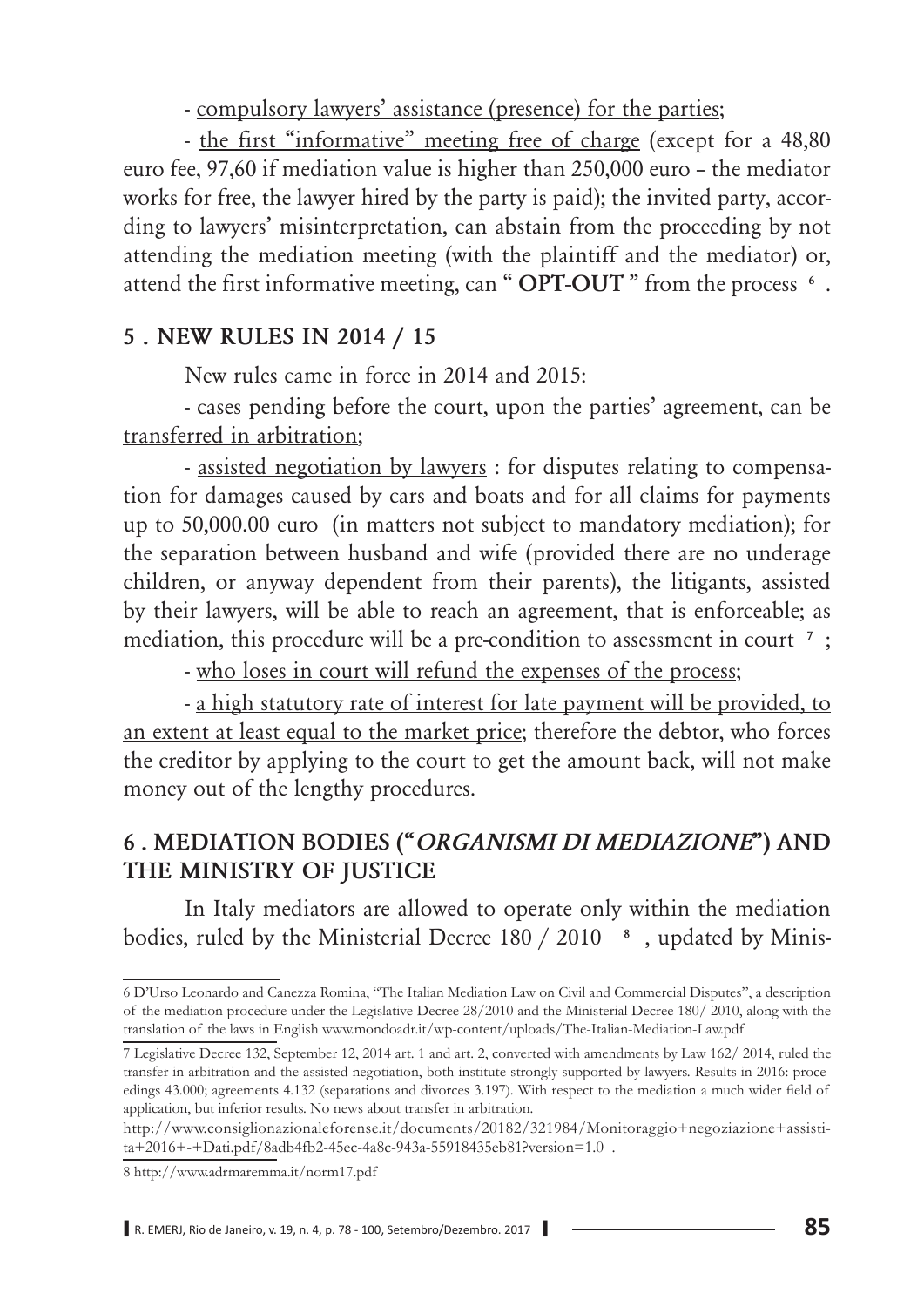- compulsory lawyers' assistance (presence) for the parties;

- the first "informative" meeting free of charge (except for a 48,80 euro fee, 97,60 if mediation value is higher than 250,000 euro – the mediator works for free, the lawyer hired by the party is paid); the invited party, according to lawyers' misinterpretation, can abstain from the proceeding by not attending the mediation meeting (with the plaintiff and the mediator) or, attend the first informative meeting, can " **OPT-OUT** " from the process [6] .

## 5 . NEW RULES IN 2014 / 15

New rules came in force in 2014 and 2015:

- cases pending before the court, upon the parties' agreement, can be transferred in arbitration;

- assisted negotiation by lawyers : for disputes relating to compensation for damages caused by cars and boats and for all claims for payments up to 50,000.00 euro (in matters not subject to mandatory mediation); for the separation between husband and wife (provided there are no underage children, or anyway dependent from their parents), the litigants, assisted by their lawyers, will be able to reach an agreement, that is enforceable; as mediation, this procedure will be a pre-condition to assessment in court [7] ;

- who loses in court will refund the expenses of the process;

- a high statutory rate of interest for late payment will be provided, to an extent at least equal to the market price; therefore the debtor, who forces the creditor by applying to the court to get the amount back, will not make money out of the lengthy procedures.

## 6 . MEDIATION BODIES ("*ORGANISMI DI MEDIAZIONE*") AND THE MINISTRY OF JUSTICE

In Italy mediators are allowed to operate only within the mediation bodies, ruled by the Ministerial Decree 180 / 2010 [8] , updated by Minis-

---

6 D'Urso Leonardo and Canezza Romina, "The Italian Mediation Law on Civil and Commercial Disputes", a description of the mediation procedure under the Legislative Decree 28/2010 and the Ministerial Decree 180/ 2010, along with the translation of the laws in English www.mondoadr.it/wp-content/uploads/The-Italian-Mediation-Law.pdf

7 Legislative Decree 132, September 12, 2014 art. 1 and art. 2, converted with amendments by Law 162/ 2014, ruled the transfer in arbitration and the assisted negotiation, both institute strongly supported by lawyers. Results in 2016: proceedings 43.000; agreements 4.132 (separations and divorces 3.197). With respect to the mediation a much wider field of application, but inferior results. No news about transfer in arbitration.

http://www.consiglionazionaleforense.it/documents/20182/321984/Monitoraggio+negoziazione+assistita+2016+-+Dati.pdf/8adb4fb2-45ec-4a8c-943a-55918435eb81?version=1.0 .

8 http://www.adrmaremma.it/norm17.pdf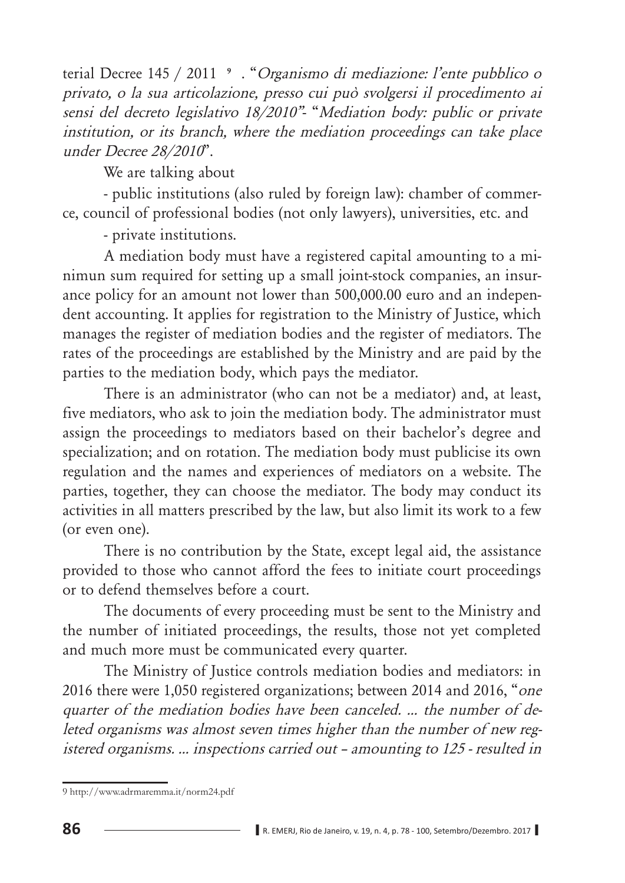terial Decree 145 / 2011 [9]. "*Organismo di mediazione: l'ente pubblico o privato, o la sua articolazione, presso cui può svolgersi il procedimento ai sensi del decreto legislativo 18/2010*"- "*Mediation body: public or private institution, or its branch, where the mediation proceedings can take place under Decree 28/2010*".

We are talking about

- public institutions (also ruled by foreign law): chamber of commerce, council of professional bodies (not only lawyers), universities, etc. and
- private institutions.

A mediation body must have a registered capital amounting to a minimun sum required for setting up a small joint-stock companies, an insurance policy for an amount not lower than 500,000.00 euro and an independent accounting. It applies for registration to the Ministry of Justice, which manages the register of mediation bodies and the register of mediators. The rates of the proceedings are established by the Ministry and are paid by the parties to the mediation body, which pays the mediator.

There is an administrator (who can not be a mediator) and, at least, five mediators, who ask to join the mediation body. The administrator must assign the proceedings to mediators based on their bachelor's degree and specialization; and on rotation. The mediation body must publicise its own regulation and the names and experiences of mediators on a website. The parties, together, they can choose the mediator. The body may conduct its activities in all matters prescribed by the law, but also limit its work to a few (or even one).

There is no contribution by the State, except legal aid, the assistance provided to those who cannot afford the fees to initiate court proceedings or to defend themselves before a court.

The documents of every proceeding must be sent to the Ministry and the number of initiated proceedings, the results, those not yet completed and much more must be communicated every quarter.

The Ministry of Justice controls mediation bodies and mediators: in 2016 there were 1,050 registered organizations; between 2014 and 2016, "*one quarter of the mediation bodies have been canceled. ... the number of deleted organisms was almost seven times higher than the number of new registered organisms. ... inspections carried out – amounting to 125 - resulted in*

---

9 http://www.adrmaremma.it/norm24.pdf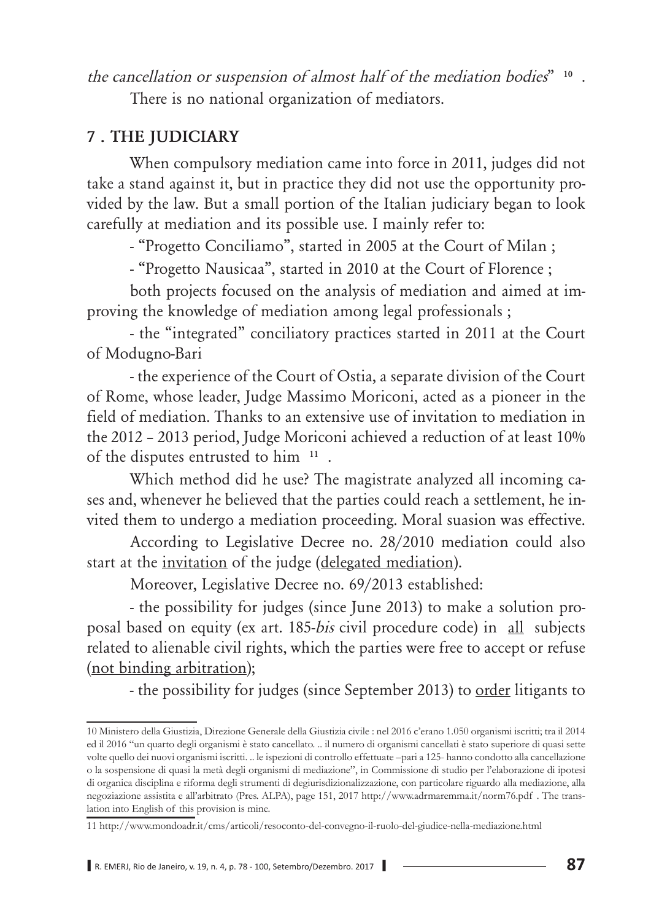*the cancellation or suspension of almost half of the mediation bodies*" [10] .

There is no national organization of mediators.

## 7 . THE JUDICIARY

When compulsory mediation came into force in 2011, judges did not take a stand against it, but in practice they did not use the opportunity provided by the law. But a small portion of the Italian judiciary began to look carefully at mediation and its possible use. I mainly refer to:

- "Progetto Conciliamo", started in 2005 at the Court of Milan ;

- "Progetto Nausicaa", started in 2010 at the Court of Florence ;

both projects focused on the analysis of mediation and aimed at improving the knowledge of mediation among legal professionals ;

- the "integrated" conciliatory practices started in 2011 at the Court of Modugno-Bari

- the experience of the Court of Ostia, a separate division of the Court of Rome, whose leader, Judge Massimo Moriconi, acted as a pioneer in the field of mediation. Thanks to an extensive use of invitation to mediation in the 2012 – 2013 period, Judge Moriconi achieved a reduction of at least 10% of the disputes entrusted to him [11] .

Which method did he use? The magistrate analyzed all incoming cases and, whenever he believed that the parties could reach a settlement, he invited them to undergo a mediation proceeding. Moral suasion was effective.

According to Legislative Decree no. 28/2010 mediation could also start at the invitation of the judge (delegated mediation).

Moreover, Legislative Decree no. 69/2013 established:

- the possibility for judges (since June 2013) to make a solution proposal based on equity (ex art. 185-*bis* civil procedure code) in all subjects related to alienable civil rights, which the parties were free to accept or refuse (not binding arbitration);

- the possibility for judges (since September 2013) to order litigants to

---

10 Ministero della Giustizia, Direzione Generale della Giustizia civile : nel 2016 c'erano 1.050 organismi iscritti; tra il 2014 ed il 2016 "un quarto degli organismi è stato cancellato. .. il numero di organismi cancellati è stato superiore di quasi sette volte quello dei nuovi organismi iscritti. .. le ispezioni di controllo effettuate –pari a 125- hanno condotto alla cancellazione o la sospensione di quasi la metà degli organismi di mediazione", in Commissione di studio per l'elaborazione di ipotesi di organica disciplina e riforma degli strumenti di degiurisdizionalizzazione, con particolare riguardo alla mediazione, alla negoziazione assistita e all'arbitrato (Pres. ALPA), page 151, 2017 http://www.adrmaremma.it/norm76.pdf . The translation into English of this provision is mine.

11 http://www.mondoadr.it/cms/articoli/resoconto-del-convegno-il-ruolo-del-giudice-nella-mediazione.html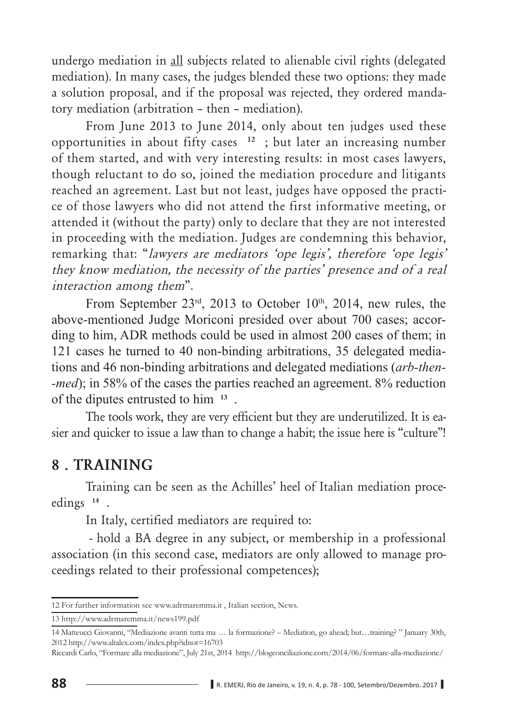undergo mediation in <u>all</u> subjects related to alienable civil rights (delegated mediation). In many cases, the judges blended these two options: they made a solution proposal, and if the proposal was rejected, they ordered mandatory mediation (arbitration – then – mediation).

From June 2013 to June 2014, only about ten judges used these opportunities in about fifty cases [12]; but later an increasing number of them started, and with very interesting results: in most cases lawyers, though reluctant to do so, joined the mediation procedure and litigants reached an agreement. Last but not least, judges have opposed the practice of those lawyers who did not attend the first informative meeting, or attended it (without the party) only to declare that they are not interested in proceeding with the mediation. Judges are condemning this behavior, remarking that: "*lawyers are mediators 'ope legis', therefore 'ope legis' they know mediation, the necessity of the parties' presence and of a real interaction among them*".

From September 23rd, 2013 to October 10th, 2014, new rules, the above-mentioned Judge Moriconi presided over about 700 cases; according to him, ADR methods could be used in almost 200 cases of them; in 121 cases he turned to 40 non-binding arbitrations, 35 delegated mediations and 46 non-binding arbitrations and delegated mediations (*arb-then--med*); in 58% of the cases the parties reached an agreement. 8% reduction of the diputes entrusted to him [13].

The tools work, they are very efficient but they are underutilized. It is easier and quicker to issue a law than to change a habit; the issue here is "culture"!

## 8 . TRAINING

Training can be seen as the Achilles' heel of Italian mediation proceedings [14].

In Italy, certified mediators are required to:

- hold a BA degree in any subject, or membership in a professional association (in this second case, mediators are only allowed to manage proceedings related to their professional competences);

---

12 For further information see www.adrmaremma.it , Italian section, News.

13 http://www.adrmaremma.it/news199.pdf

14 Matteucci Giovanni, "Mediazione avanti tutta ma … la formazione? – Mediation, go ahead; but…training? " January 30th, 2012 http://www.altalex.com/index.php?idnot=16703

Riccardi Carlo, "Formare alla mediazione", July 21st, 2014 http://blogconciliazione.com/2014/06/formare-alla-mediazione/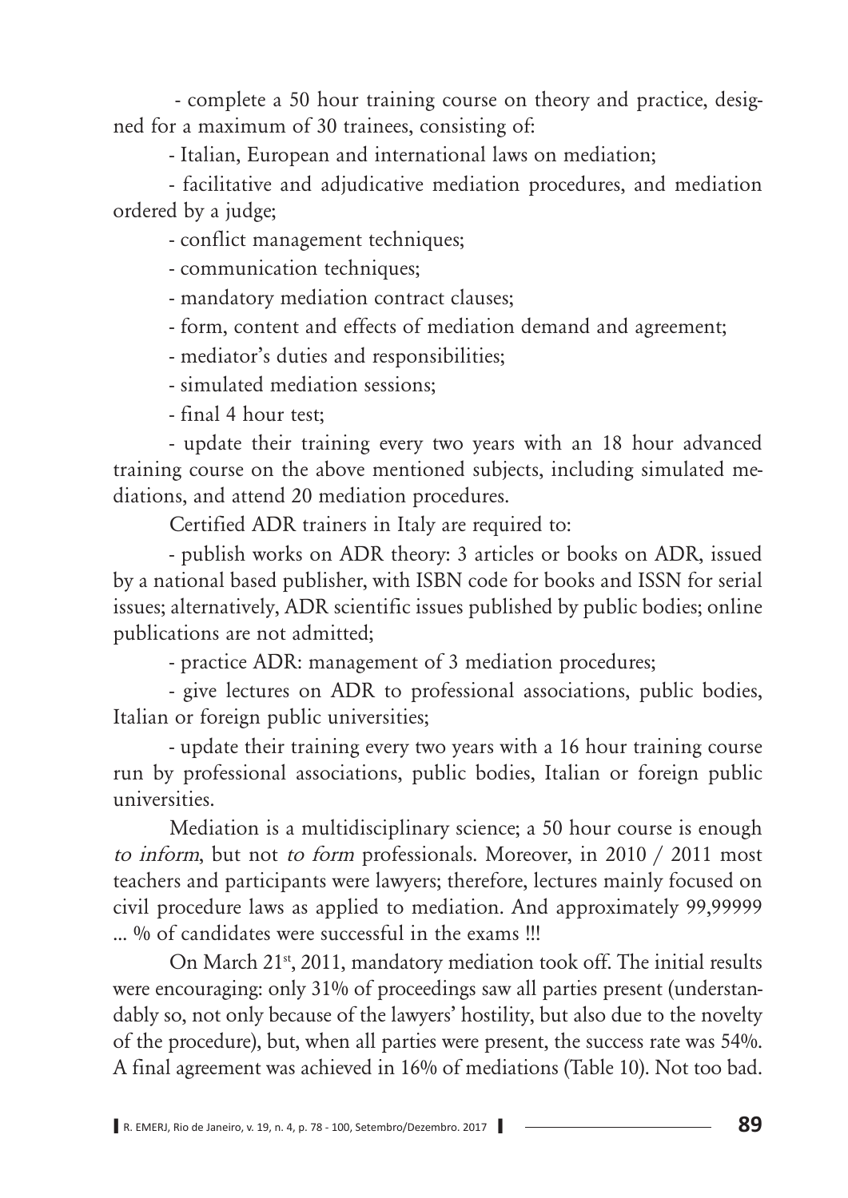- complete a 50 hour training course on theory and practice, designed for a maximum of 30 trainees, consisting of:

- Italian, European and international laws on mediation;

- facilitative and adjudicative mediation procedures, and mediation ordered by a judge;

- conflict management techniques;

- communication techniques;

- mandatory mediation contract clauses;

- form, content and effects of mediation demand and agreement;

- mediator's duties and responsibilities;

- simulated mediation sessions;

- final 4 hour test;

- update their training every two years with an 18 hour advanced training course on the above mentioned subjects, including simulated mediations, and attend 20 mediation procedures.

Certified ADR trainers in Italy are required to:

- publish works on ADR theory: 3 articles or books on ADR, issued by a national based publisher, with ISBN code for books and ISSN for serial issues; alternatively, ADR scientific issues published by public bodies; online publications are not admitted;

- practice ADR: management of 3 mediation procedures;

- give lectures on ADR to professional associations, public bodies, Italian or foreign public universities;

- update their training every two years with a 16 hour training course run by professional associations, public bodies, Italian or foreign public universities.

Mediation is a multidisciplinary science; a 50 hour course is enough *to inform*, but not *to form* professionals. Moreover, in 2010 / 2011 most teachers and participants were lawyers; therefore, lectures mainly focused on civil procedure laws as applied to mediation. And approximately 99,99999 ... % of candidates were successful in the exams !!!

On March 21st, 2011, mandatory mediation took off. The initial results were encouraging: only 31% of proceedings saw all parties present (understandably so, not only because of the lawyers' hostility, but also due to the novelty of the procedure), but, when all parties were present, the success rate was 54%. A final agreement was achieved in 16% of mediations (Table 10). Not too bad.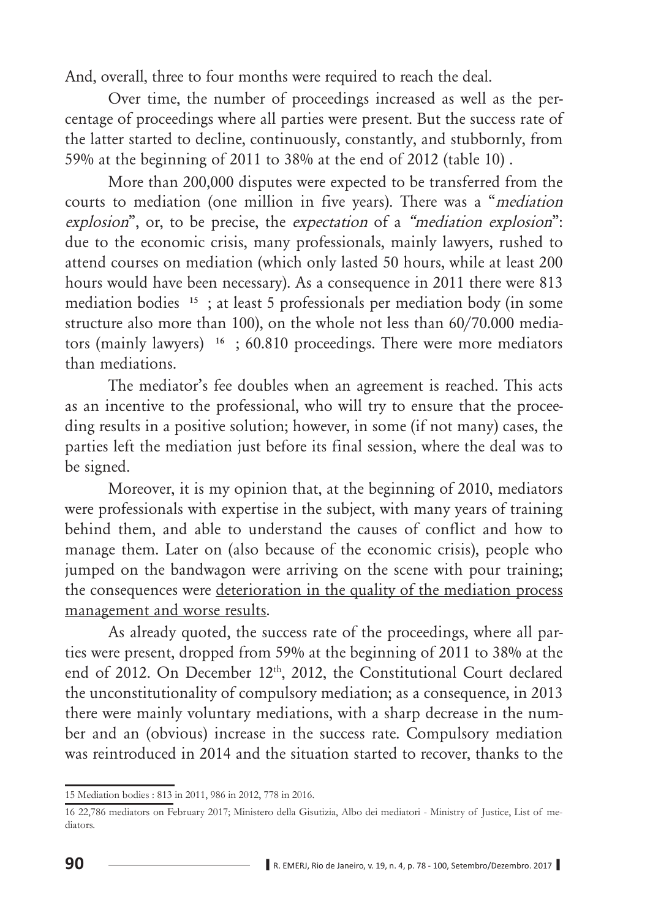And, overall, three to four months were required to reach the deal.

Over time, the number of proceedings increased as well as the percentage of proceedings where all parties were present. But the success rate of the latter started to decline, continuously, constantly, and stubbornly, from 59% at the beginning of 2011 to 38% at the end of 2012 (table 10) .

More than 200,000 disputes were expected to be transferred from the courts to mediation (one million in five years). There was a "*mediation explosion*", or, to be precise, the *expectation* of a *"mediation explosion"*: due to the economic crisis, many professionals, mainly lawyers, rushed to attend courses on mediation (which only lasted 50 hours, while at least 200 hours would have been necessary). As a consequence in 2011 there were 813 mediation bodies [15] ; at least 5 professionals per mediation body (in some structure also more than 100), on the whole not less than 60/70.000 mediators (mainly lawyers) [16] ; 60.810 proceedings. There were more mediators than mediations.

The mediator's fee doubles when an agreement is reached. This acts as an incentive to the professional, who will try to ensure that the proceeding results in a positive solution; however, in some (if not many) cases, the parties left the mediation just before its final session, where the deal was to be signed.

Moreover, it is my opinion that, at the beginning of 2010, mediators were professionals with expertise in the subject, with many years of training behind them, and able to understand the causes of conflict and how to manage them. Later on (also because of the economic crisis), people who jumped on the bandwagon were arriving on the scene with pour training; the consequences were <u>deterioration in the quality of the mediation process management and worse results</u>.

As already quoted, the success rate of the proceedings, where all parties were present, dropped from 59% at the beginning of 2011 to 38% at the end of 2012. On December 12th, 2012, the Constitutional Court declared the unconstitutionality of compulsory mediation; as a consequence, in 2013 there were mainly voluntary mediations, with a sharp decrease in the number and an (obvious) increase in the success rate. Compulsory mediation was reintroduced in 2014 and the situation started to recover, thanks to the

---

15 Mediation bodies : 813 in 2011, 986 in 2012, 778 in 2016.

16 22,786 mediators on February 2017; Ministero della Gisutizia, Albo dei mediatori - Ministry of Justice, List of mediators.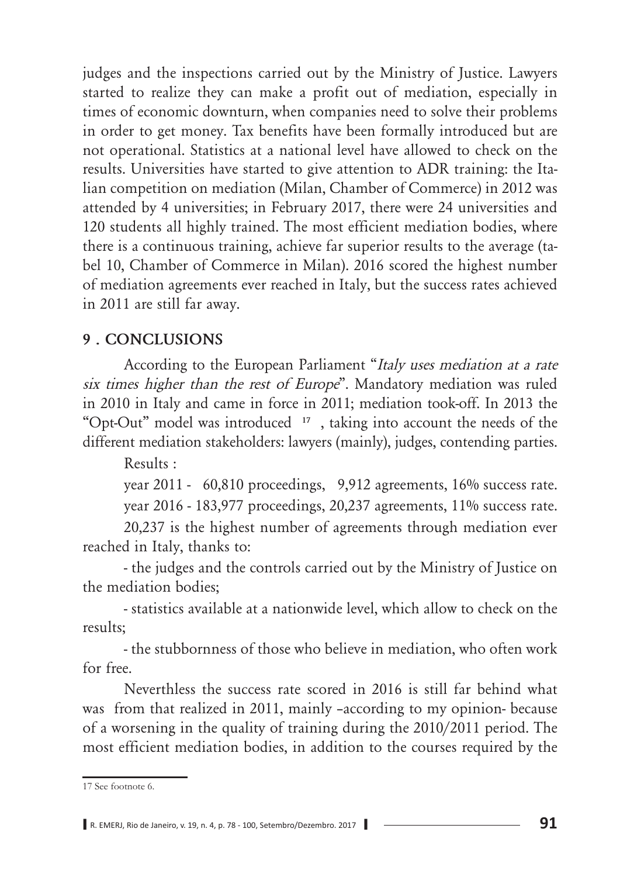judges and the inspections carried out by the Ministry of Justice. Lawyers started to realize they can make a profit out of mediation, especially in times of economic downturn, when companies need to solve their problems in order to get money. Tax benefits have been formally introduced but are not operational. Statistics at a national level have allowed to check on the results. Universities have started to give attention to ADR training: the Italian competition on mediation (Milan, Chamber of Commerce) in 2012 was attended by 4 universities; in February 2017, there were 24 universities and 120 students all highly trained. The most efficient mediation bodies, where there is a continuous training, achieve far superior results to the average (tabel 10, Chamber of Commerce in Milan). 2016 scored the highest number of mediation agreements ever reached in Italy, but the success rates achieved in 2011 are still far away.

## 9 . CONCLUSIONS

According to the European Parliament "*Italy uses mediation at a rate six times higher than the rest of Europe*". Mandatory mediation was ruled in 2010 in Italy and came in force in 2011; mediation took-off. In 2013 the "Opt-Out" model was introduced [17], taking into account the needs of the different mediation stakeholders: lawyers (mainly), judges, contending parties.

Results :

year 2011 - 60,810 proceedings, 9,912 agreements, 16% success rate.

year 2016 - 183,977 proceedings, 20,237 agreements, 11% success rate.

20,237 is the highest number of agreements through mediation ever reached in Italy, thanks to:

- the judges and the controls carried out by the Ministry of Justice on the mediation bodies;

- statistics available at a nationwide level, which allow to check on the results;

- the stubbornness of those who believe in mediation, who often work for free.

Neverthless the success rate scored in 2016 is still far behind what was from that realized in 2011, mainly –according to my opinion- because of a worsening in the quality of training during the 2010/2011 period. The most efficient mediation bodies, in addition to the courses required by the

17 See footnote 6.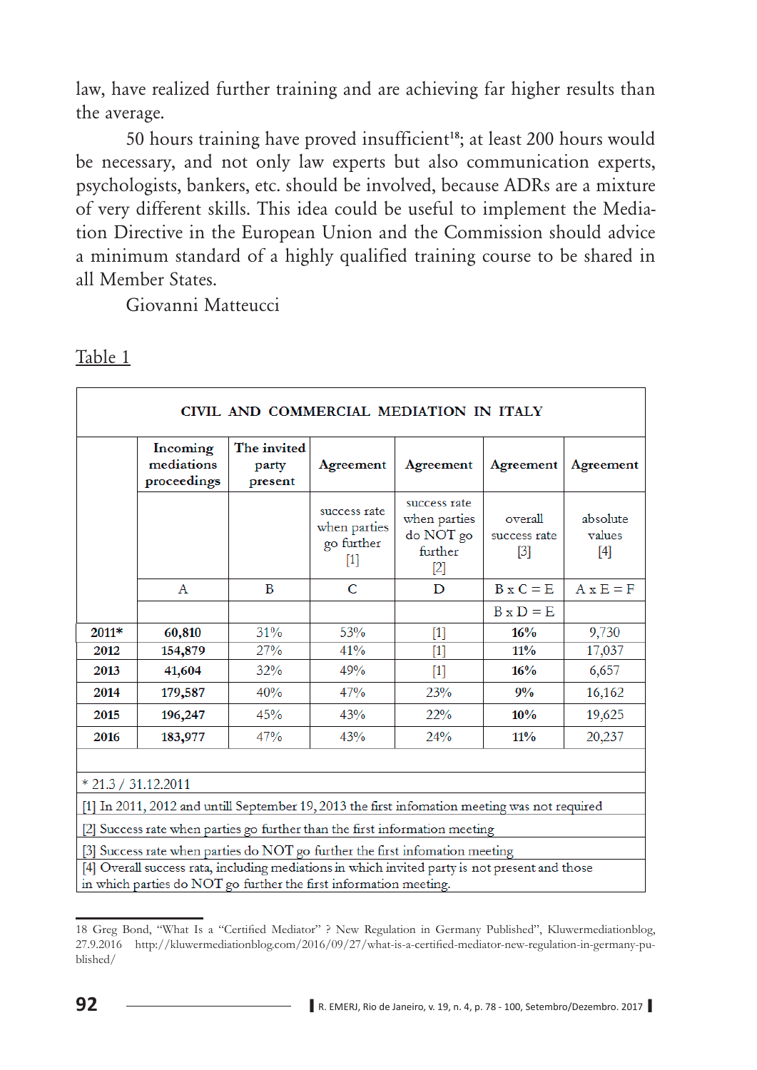law, have realized further training and are achieving far higher results than the average.

50 hours training have proved insufficient[18]; at least 200 hours would be necessary, and not only law experts but also communication experts, psychologists, bankers, etc. should be involved, because ADRs are a mixture of very different skills. This idea could be useful to implement the Mediation Directive in the European Union and the Commission should advice a minimum standard of a highly qualified training course to be shared in all Member States.

Giovanni Matteucci

Table 1

| CIVIL AND COMMERCIAL MEDIATION IN ITALY | | | | | | |
|---|---|---|---|---|---|---|
| | Incoming mediations proceedings | The invited party present | Agreement | Agreement | Agreement | Agreement |
| | | | success rate when parties go further [1] | success rate when parties do NOT go further [2] | overall success rate [3] | absolute values [4] |
| | A | B | C | D | B x C = E | A x E = F |
| | | | | | B x D = E | |
| **2011*** | **60,810** | 31% | 53% | [1] | **16%** | 9,730 |
| **2012** | **154,879** | 27% | 41% | [1] | **11%** | 17,037 |
| **2013** | **41,604** | 32% | 49% | [1] | **16%** | 6,657 |
| **2014** | **179,587** | 40% | 47% | 23% | **9%** | 16,162 |
| **2015** | **196,247** | 45% | 43% | 22% | **10%** | 19,625 |
| **2016** | **183,977** | 47% | 43% | 24% | **11%** | 20,237 |

\* 21.3 / 31.12.2011

[1] In 2011, 2012 and untill September 19, 2013 the first infomation meeting was not required

[2] Success rate when parties go further than the first information meeting

[3] Success rate when parties do NOT go further the first infomation meeting

[4] Overall success rata, including mediations in which invited party is not present and those in which parties do NOT go further the first information meeting.

18 Greg Bond, "What Is a "Certified Mediator" ? New Regulation in Germany Published", Kluwermediationblog, 27.9.2016 http://kluwermediationblog.com/2016/09/27/what-is-a-certified-mediator-new-regulation-in-germany-published/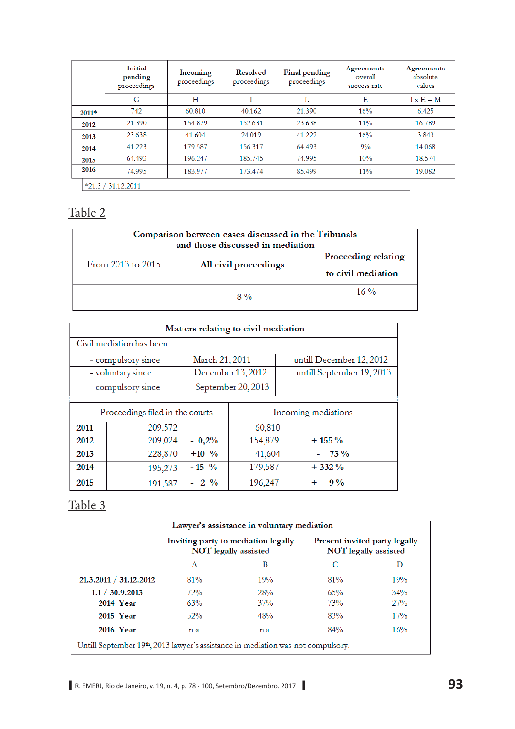| | Initial pending proceedings | Incoming proceedings | Resolved proceedings | Final pending proceedings | Agreements overall success rate | Agreements absolute values |
|---|---|---|---|---|---|---|
| | G | H | I | L | E | I x E = M |
| **2011*** | 742 | 60.810 | 40.162 | 21.390 | 16% | 6.425 |
| **2012** | 21.390 | 154.879 | 152.631 | 23.638 | 11% | 16.789 |
| **2013** | 23.638 | 41.604 | 24.019 | 41.222 | 16% | 3.843 |
| **2014** | 41.223 | 179.587 | 156.317 | 64.493 | 9% | 14.068 |
| **2015** | 64.493 | 196.247 | 185.745 | 74.995 | 10% | 18.574 |
| **2016** | 74.995 | 183.977 | 173.474 | 85.499 | 11% | 19.082 |

*21.3 / 31.12.2011

## Table 2

| **Comparison between cases discussed in the Tribunals and those discussed in mediation** | | |
|---|---|---|
| From 2013 to 2015 | **All civil proceedings** | **Proceeding relating to civil mediation** |
| | - 8 % | - 16 % |

| **Matters relating to civil mediation** | | |
|---|---|---|
| Civil mediation has been | | |
| - compulsory since | March 21, 2011 | untill December 12, 2012 |
| - voluntary since | December 13, 2012 | untill September 19, 2013 |
| - compulsory since | September 20, 2013 | |

| | Proceedings filed in the courts | | Incoming mediations | |
|---|---|---|---|---|
| **2011** | 209,572 | | 60,810 | |
| **2012** | 209,024 | **- 0,2%** | 154,879 | **+ 155 %** |
| **2013** | 228,870 | **+10 %** | 41,604 | **- 73 %** |
| **2014** | 195,273 | **- 15 %** | 179,587 | **+ 332 %** |
| **2015** | 191,587 | **- 2 %** | 196,247 | **+ 9 %** |

## Table 3

| **Lawyer's assistance in voluntary mediation** | | | | |
|---|---|---|---|---|
| | **Inviting party to mediation legally NOT legally assisted** | | **Present invited party legally NOT legally assisted** | |
| | A | B | C | D |
| **21.3.2011 / 31.12.2012** | 81% | 19% | 81% | 19% |
| **1.1 / 30.9.2013** | 72% | 28% | 65% | 34% |
| **2014 Year** | 63% | 37% | 73% | 27% |
| **2015 Year** | 52% | 48% | 83% | 17% |
| **2016 Year** | n.a. | n.a. | 84% | 16% |

Untill September 19th, 2013 lawyer's assistance in mediation was not compulsory.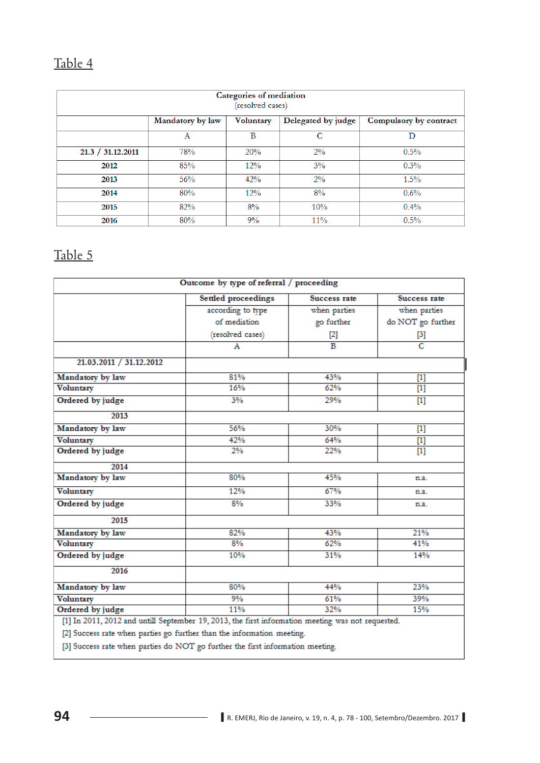## Table 4

| Categories of mediation (resolved cases) | | | | |
|---|---|---|---|---|
| | Mandatory by law | Voluntary | Delegated by judge | Compulsory by contract |
| | A | B | C | D |
| **21.3 / 31.12.2011** | 78% | 20% | 2% | 0.5% |
| **2012** | 85% | 12% | 3% | 0.3% |
| **2013** | 56% | 42% | 2% | 1.5% |
| **2014** | 80% | 12% | 8% | 0.6% |
| **2015** | 82% | 8% | 10% | 0.4% |
| **2016** | 80% | 9% | 11% | 0.5% |

## Table 5

| Outcome by type of referral / proceeding | | | |
|---|---|---|---|
| | **Settled proceedings** according to type of mediation (resolved cases) | **Success rate** when parties go further [2] | **Success rate** when parties do NOT go further [3] |
| | A | B | C |
| **21.03.2011 / 31.12.2012** | | | |
| **Mandatory by law** | 81% | 43% | [1] |
| **Voluntary** | 16% | 62% | [1] |
| **Ordered by judge** | 3% | 29% | [1] |
| **2013** | | | |
| **Mandatory by law** | 56% | 30% | [1] |
| **Voluntary** | 42% | 64% | [1] |
| **Ordered by judge** | 2% | 22% | [1] |
| **2014** | | | |
| **Mandatory by law** | 80% | 45% | n.a. |
| **Voluntary** | 12% | 67% | n.a. |
| **Ordered by judge** | 8% | 33% | n.a. |
| **2015** | | | |
| **Mandatory by law** | 82% | 43% | 21% |
| **Voluntary** | 8% | 62% | 41% |
| **Ordered by judge** | 10% | 31% | 14% |
| **2016** | | | |
| **Mandatory by law** | 80% | 44% | 23% |
| **Voluntary** | 9% | 61% | 39% |
| **Ordered by judge** | 11% | 32% | 15% |

[1] In 2011, 2012 and untill September 19, 2013, the first information meeting was not requested.

[2] Success rate when parties go further than the information meeting.

[3] Success rate when parties do NOT go further the first information meeting.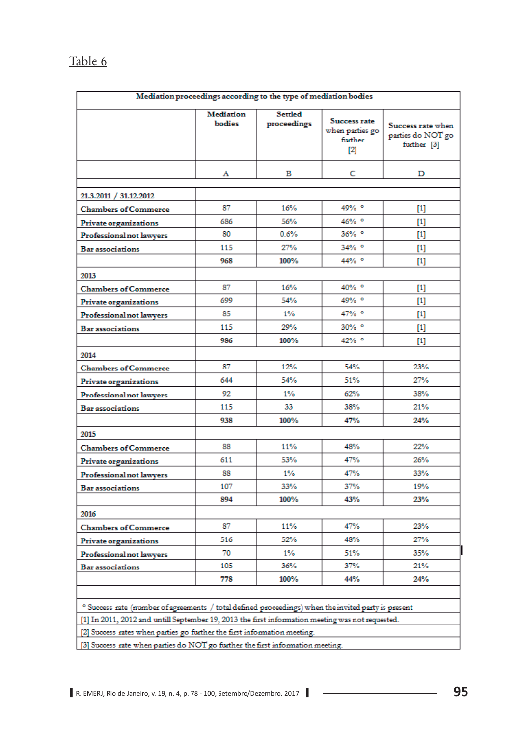Table 6

| Mediation proceedings according to the type of mediation bodies | | | | |
|---|---|---|---|---|
| | Mediation bodies | Settled proceedings | Success rate when parties go further [2] | Success rate when parties do NOT go further [3] |
| | A | B | C | D |
| **21.3.2011 / 31.12.2012** | | | | |
| **Chambers of Commerce** | 87 | 16% | 49% ° | [1] |
| **Private organizations** | 686 | 56% | 46% ° | [1] |
| **Professional not lawyers** | 80 | 0.6% | 36% ° | [1] |
| **Bar associations** | 115 | 27% | 34% ° | [1] |
| | **968** | **100%** | 44% ° | [1] |
| **2013** | | | | |
| **Chambers of Commerce** | 87 | 16% | 40% ° | [1] |
| **Private organizations** | 699 | 54% | 49% ° | [1] |
| **Professional not lawyers** | 85 | 1% | 47% ° | [1] |
| **Bar associations** | 115 | 29% | 30% ° | [1] |
| | **986** | **100%** | 42% ° | [1] |
| **2014** | | | | |
| **Chambers of Commerce** | 87 | 12% | 54% | 23% |
| **Private organizations** | 644 | 54% | 51% | 27% |
| **Professional not lawyers** | 92 | 1% | 62% | 38% |
| **Bar associations** | 115 | 33 | 38% | 21% |
| | **938** | **100%** | **47%** | **24%** |
| **2015** | | | | |
| **Chambers of Commerce** | 88 | 11% | 48% | 22% |
| **Private organizations** | 611 | 53% | 47% | 26% |
| **Professional not lawyers** | 88 | 1% | 47% | 33% |
| **Bar associations** | 107 | 33% | 37% | 19% |
| | **894** | **100%** | **43%** | **23%** |
| **2016** | | | | |
| **Chambers of Commerce** | 87 | 11% | 47% | 23% |
| **Private organizations** | 516 | 52% | 48% | 27% |
| **Professional not lawyers** | 70 | 1% | 51% | 35% |
| **Bar associations** | 105 | 36% | 37% | 21% |
| | **778** | **100%** | **44%** | **24%** |

° Success rate (number of agreements / total defined proceedings) when the invited party is present

[1] In 2011, 2012 and untill September 19, 2013 the first information meeting was not requested.

[2] Success rates when parties go further the first information meeting.

[3] Success rate when parties do NOT go further the first information meeting.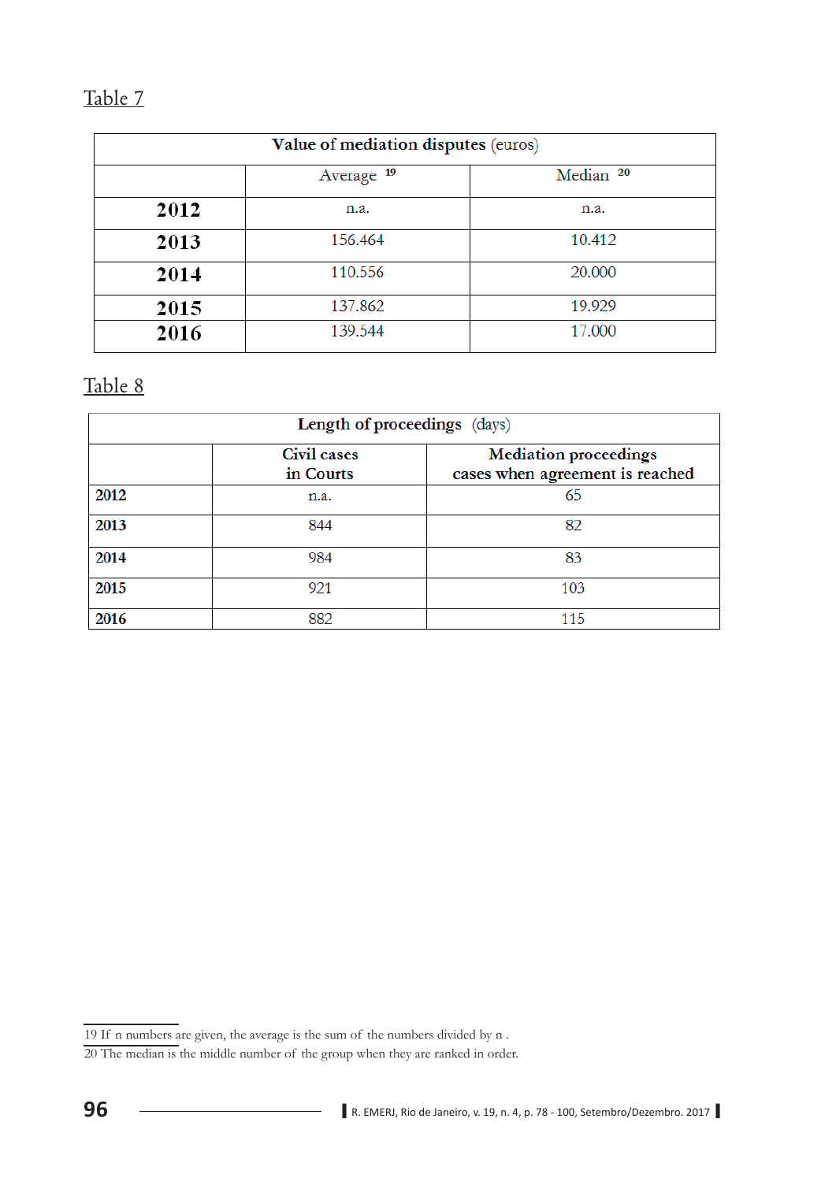Table 7

| Value of mediation disputes (euros) | | |
|---|---|---|
| | Average [19] | Median [20] |
| **2012** | n.a. | n.a. |
| **2013** | 156.464 | 10.412 |
| **2014** | 110.556 | 20.000 |
| **2015** | 137.862 | 19.929 |
| **2016** | 139.544 | 17.000 |

Table 8

| Length of proceedings (days) | | |
|---|---|---|
| | Civil cases in Courts | Mediation proceedings cases when agreement is reached |
| **2012** | n.a. | 65 |
| **2013** | 844 | 82 |
| **2014** | 984 | 83 |
| **2015** | 921 | 103 |
| **2016** | 882 | 115 |

19 If n numbers are given, the average is the sum of the numbers divided by n .

20 The median is the middle number of the group when they are ranked in order.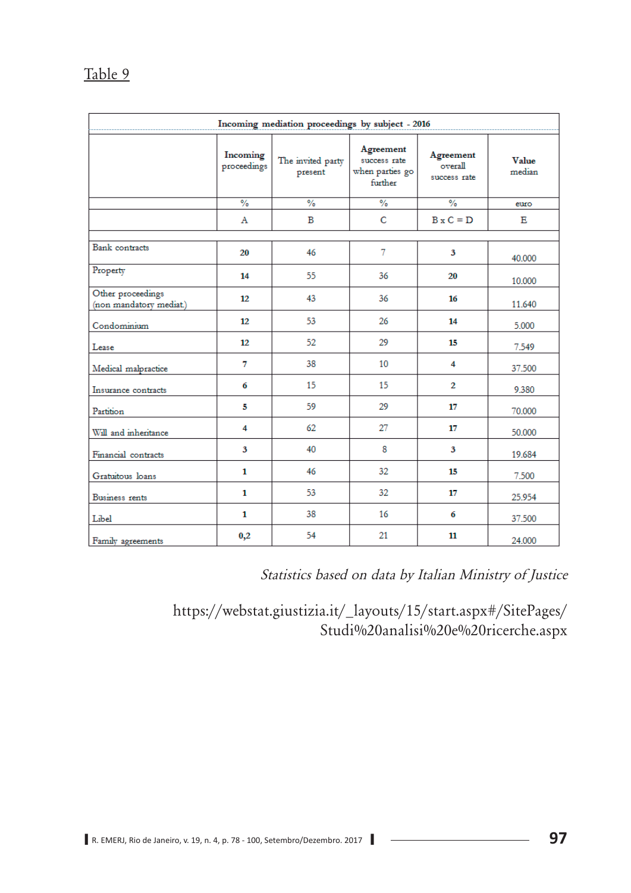Table 9

| Incoming mediation proceedings by subject - 2016 | | | | | |
|---|---|---|---|---|---|
| | **Incoming** proceedings | The invited party present | **Agreement** success rate when parties go further | **Agreement** overall success rate | **Value** median |
| | % | % | % | % | euro |
| | A | B | C | B x C = D | E |
| Bank contracts | **20** | 46 | 7 | **3** | 40.000 |
| Property | **14** | 55 | 36 | **20** | 10.000 |
| Other proceedings (non mandatory mediat.) | **12** | 43 | 36 | **16** | 11.640 |
| Condominium | **12** | 53 | 26 | **14** | 5.000 |
| Lease | **12** | 52 | 29 | **15** | 7.549 |
| Medical malpractice | **7** | 38 | 10 | **4** | 37.500 |
| Insurance contracts | **6** | 15 | 15 | **2** | 9.380 |
| Partition | **5** | 59 | 29 | **17** | 70.000 |
| Will and inheritance | **4** | 62 | 27 | **17** | 50.000 |
| Financial contracts | **3** | 40 | 8 | **3** | 19.684 |
| Gratuitous loans | **1** | 46 | 32 | **15** | 7.500 |
| Business rents | **1** | 53 | 32 | **17** | 25.954 |
| Libel | **1** | 38 | 16 | **6** | 37.500 |
| Family agreements | **0,2** | 54 | 21 | **11** | 24.000 |

*Statistics based on data by Italian Ministry of Justice*

https://webstat.giustizia.it/_layouts/15/start.aspx#/SitePages/Studi%20analisi%20e%20ricerche.aspx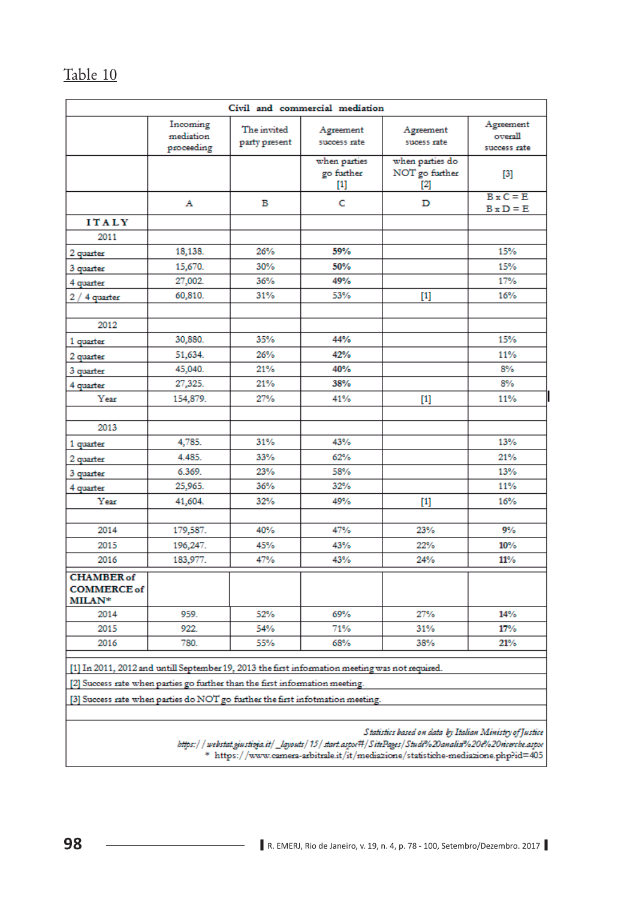Table 10

| Civil and commercial mediation | | | | | |
|---|---|---|---|---|---|
| | Incoming mediation proceeding | The invited party present | Agreement success rate | Agreement sucess rate | Agreement overall success rate |
| | | | when parties go further [1] | when parties do NOT go further [2] | [3] |
| | A | B | C | D | B x C = E B x D = E |
| **ITALY** | | | | | |
| 2011 | | | | | |
| 2 quarter | 18,138. | 26% | **59%** | | 15% |
| 3 quarter | 15,670. | 30% | **50%** | | 15% |
| 4 quarter | 27,002. | 36% | **49%** | | 17% |
| 2 / 4 quarter | 60,810. | 31% | 53% | [1] | 16% |
| | | | | | |
| 2012 | | | | | |
| 1 quarter | 30,880. | 35% | **44%** | | 15% |
| 2 quarter | 51,634. | 26% | **42%** | | 11% |
| 3 quarter | 45,040. | 21% | **40%** | | 8% |
| 4 quarter | 27,325. | 21% | **38%** | | 8% |
| Year | 154,879. | 27% | 41% | [1] | 11% |
| | | | | | |
| 2013 | | | | | |
| 1 quarter | 4,785. | 31% | 43% | | 13% |
| 2 quarter | 4.485. | 33% | 62% | | 21% |
| 3 quarter | 6.369. | 23% | 58% | | 13% |
| 4 quarter | 25,965. | 36% | 32% | | 11% |
| Year | 41,604. | 32% | 49% | [1] | 16% |
| | | | | | |
| 2014 | 179,587. | 40% | 47% | 23% | **9%** |
| 2015 | 196,247. | 45% | 43% | 22% | **10%** |
| 2016 | 183,977. | 47% | 43% | 24% | **11%** |
| **CHAMBER of COMMERCE of MILAN*** | | | | | |
| 2014 | 959. | 52% | 69% | 27% | **14%** |
| 2015 | 922. | 54% | 71% | 31% | **17%** |
| 2016 | 780. | 55% | 68% | 38% | **21%** |

[1] In 2011, 2012 and untill September 19, 2013 the first information meeting was not required.

[2] Success rate when parties go further than the first information meeting.

[3] Success rate when parties do NOT go further the first infotmation meeting.

*Statistics based on data by Italian Ministry of Justice*
*https://webstat.giustizia.it/_layouts/15/start.aspx#/SitePages/Studi%20analisi%20e%20ricerche.aspx*
\* https://www.camera-arbitrale.it/it/mediazione/statistiche-mediazione.php?id=405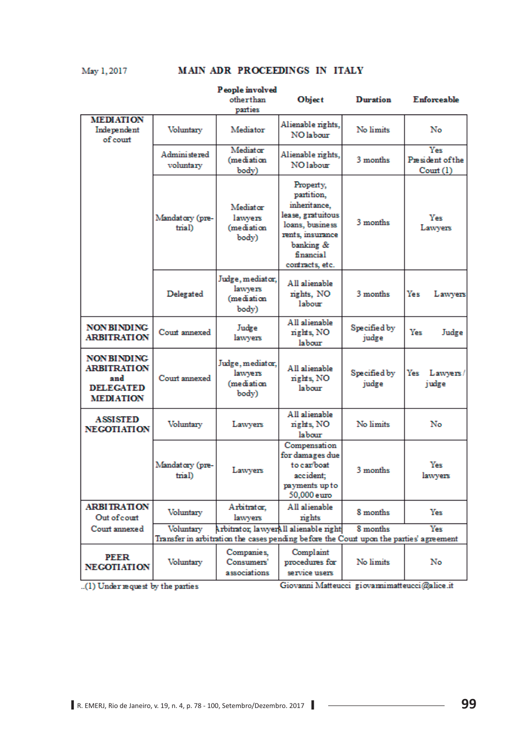May 1, 2017

## MAIN ADR PROCEEDINGS IN ITALY

| | | People involved other than parties | Object | Duration | Enforceable |
|---|---|---|---|---|---|
| **MEDIATION** Independent of court | Voluntary | Mediator | Alienable rights, NO labour | No limits | No |
| | Administered voluntary | Mediator (mediation body) | Alienable rights, NO labour | 3 months | Yes President of the Court (1) |
| | Mandatory (pre-trial) | Mediator lawyers (mediation body) | Property, partition, inheritance, lease, gratuitous loans, business rents, insurance banking & financial contracts, etc. | 3 months | Yes Lawyers |
| | Delegated | Judge, mediator, lawyers (mediation body) | All alienable rights, NO labour | 3 months | Yes Lawyers |
| **NON BINDING ARBITRATION** | Court annexed | Judge lawyers | All alienable rights, NO labour | Specified by judge | Yes Judge |
| **NON BINDING ARBITRATION and DELEGATED MEDIATION** | Court annexed | Judge, mediator, lawyers (mediation body) | All alienable rights, NO labour | Specified by judge | Yes Lawyers / judge |
| **ASSISTED NEGOTIATION** | Voluntary | Lawyers | All alienable rights, NO labour | No limits | No |
| | Mandatory (pre-trial) | Lawyers | Compensation for damages due to car/boat accident; payments up to 50,000 euro | 3 months | Yes lawyers |
| **ARBITRATION** Out of court | Voluntary | Arbitrator, lawyers | All alienable rights | 8 months | Yes |
| Court annexed | Voluntary | Arbitrator, lawyer | All alienable right | 8 months | Yes |
| | Transfer in arbitration the cases pending before the Court upon the parties' agreement | | | | |
| **PEER NEGOTIATION** | Voluntary | Companies, Consumers' associations | Complaint procedures for service users | No limits | No |

..(1) Under request by the parties

Giovanni Matteucci giovannimatteucci@alice.it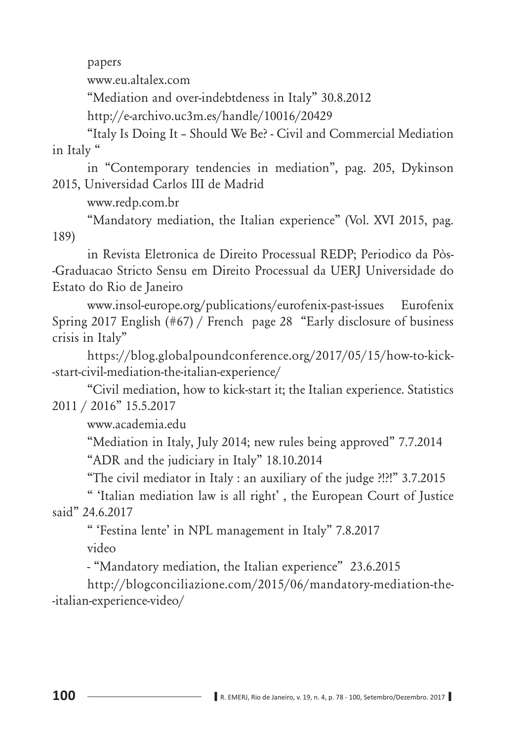papers

www.eu.altalex.com

"Mediation and over-indebtdeness in Italy" 30.8.2012

http://e-archivo.uc3m.es/handle/10016/20429

"Italy Is Doing It – Should We Be? - Civil and Commercial Mediation in Italy "

in "Contemporary tendencies in mediation", pag. 205, Dykinson 2015, Universidad Carlos III de Madrid

www.redp.com.br

"Mandatory mediation, the Italian experience" (Vol. XVI 2015, pag. 189)

in Revista Eletronica de Direito Processual REDP; Periodico da Pòs-Graduacao Stricto Sensu em Direito Processual da UERJ Universidade do Estato do Rio de Janeiro

www.insol-europe.org/publications/eurofenix-past-issues Eurofenix Spring 2017 English (#67) / French page 28 "Early disclosure of business crisis in Italy"

https://blog.globalpoundconference.org/2017/05/15/how-to-kick-start-civil-mediation-the-italian-experience/

"Civil mediation, how to kick-start it; the Italian experience. Statistics 2011 / 2016" 15.5.2017

www.academia.edu

"Mediation in Italy, July 2014; new rules being approved" 7.7.2014

"ADR and the judiciary in Italy" 18.10.2014

"The civil mediator in Italy : an auxiliary of the judge ?!?!" 3.7.2015

" 'Italian mediation law is all right' , the European Court of Justice said" 24.6.2017

" 'Festina lente' in NPL management in Italy" 7.8.2017

video

- "Mandatory mediation, the Italian experience" 23.6.2015

http://blogconciliazione.com/2015/06/mandatory-mediation-the-italian-experience-video/